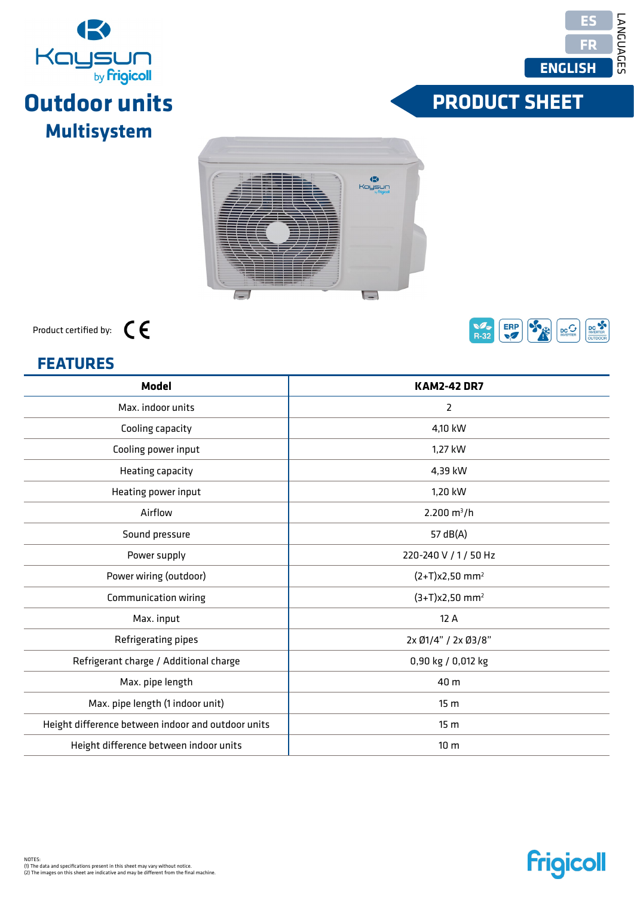Kaysun by Frigicoll

ES
FR
ENGLISH
LANGUAGES

# Outdoor units

## Multisystem

# PRODUCT SHEET

Product certified by: CE

## FEATURES

| Model | KAM2-42 DR7 |
| --- | --- |
| Max. indoor units | 2 |
| Cooling capacity | 4,10 kW |
| Cooling power input | 1,27 kW |
| Heating capacity | 4,39 kW |
| Heating power input | 1,20 kW |
| Airflow | 2.200 m³/h |
| Sound pressure | 57 dB(A) |
| Power supply | 220-240 V / 1 / 50 Hz |
| Power wiring (outdoor) | (2+T)x2,50 mm² |
| Communication wiring | (3+T)x2,50 mm² |
| Max. input | 12 A |
| Refrigerating pipes | 2x Ø1/4" / 2x Ø3/8" |
| Refrigerant charge / Additional charge | 0,90 kg / 0,012 kg |
| Max. pipe length | 40 m |
| Max. pipe length (1 indoor unit) | 15 m |
| Height difference between indoor and outdoor units | 15 m |
| Height difference between indoor units | 10 m |

NOTES:
(1) The data and specifications present in this sheet may vary without notice.
(2) The images on this sheet are indicative and may be different from the final machine.

Frigicoll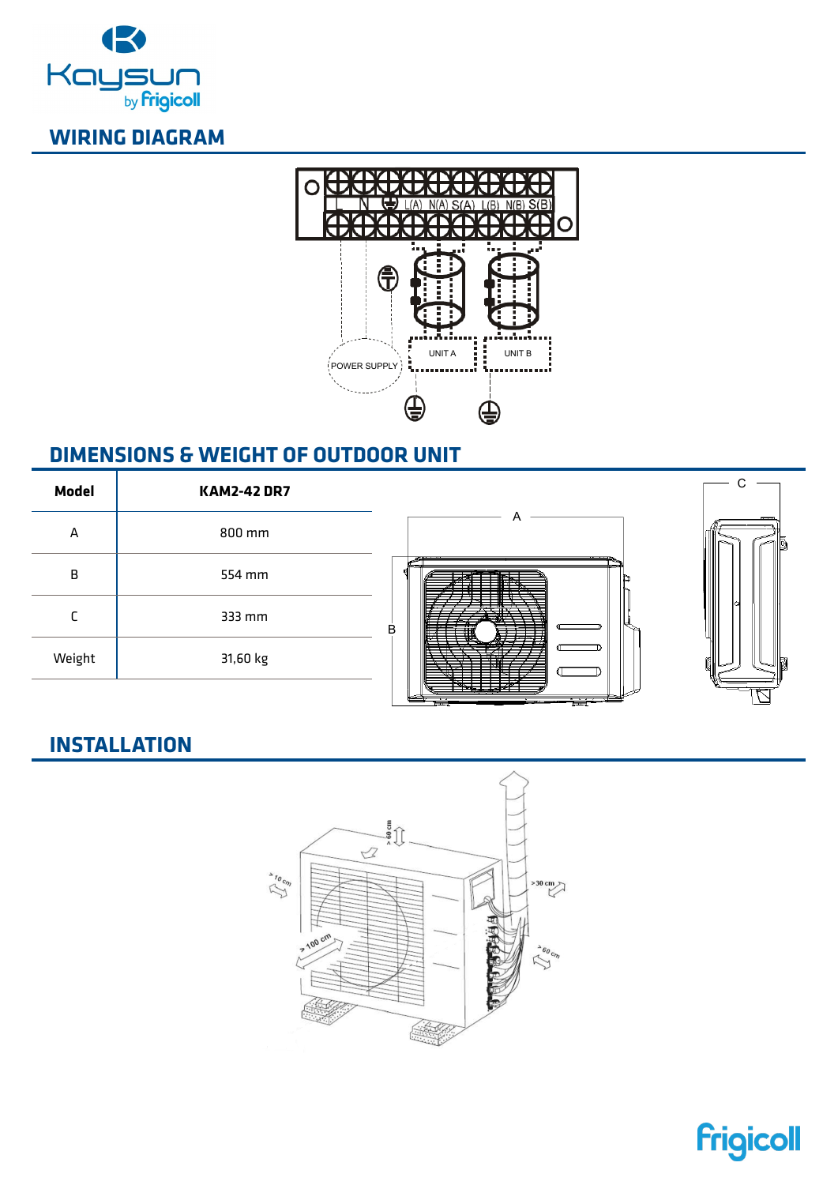## WIRING DIAGRAM

## DIMENSIONS & WEIGHT OF OUTDOOR UNIT

| Model | KAM2-42 DR7 |
| --- | --- |
| A | 800 mm |
| B | 554 mm |
| C | 333 mm |
| Weight | 31,60 kg |

## INSTALLATION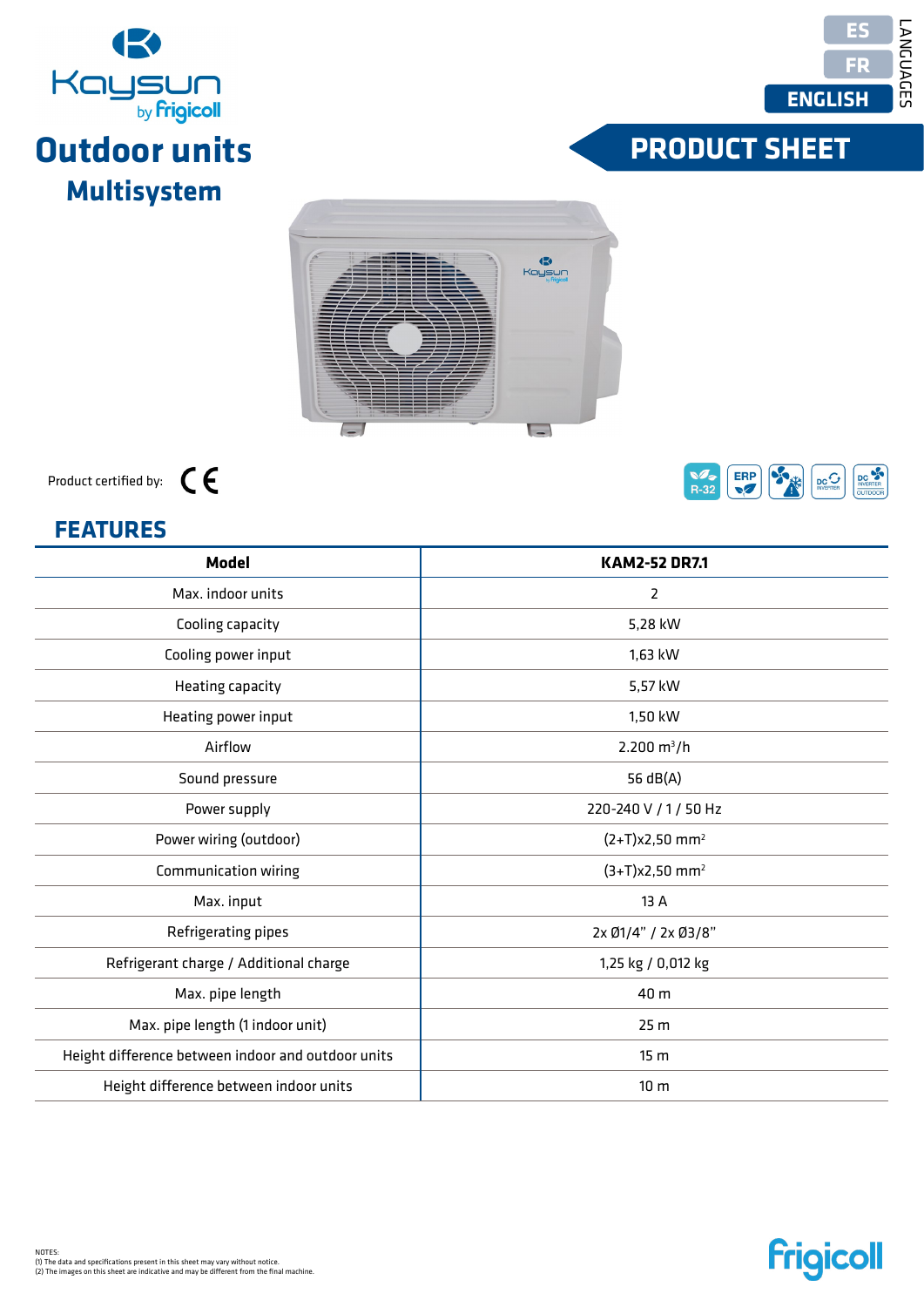ES
FR
ENGLISH
LANGUAGES

# Outdoor units

## Multisystem

# PRODUCT SHEET

Product certified by: CE

## FEATURES

| Model | KAM2-52 DR7.1 |
|---|---|
| Max. indoor units | 2 |
| Cooling capacity | 5,28 kW |
| Cooling power input | 1,63 kW |
| Heating capacity | 5,57 kW |
| Heating power input | 1,50 kW |
| Airflow | 2.200 m³/h |
| Sound pressure | 56 dB(A) |
| Power supply | 220-240 V / 1 / 50 Hz |
| Power wiring (outdoor) | (2+T)x2,50 mm² |
| Communication wiring | (3+T)x2,50 mm² |
| Max. input | 13 A |
| Refrigerating pipes | 2x Ø1/4" / 2x Ø3/8" |
| Refrigerant charge / Additional charge | 1,25 kg / 0,012 kg |
| Max. pipe length | 40 m |
| Max. pipe length (1 indoor unit) | 25 m |
| Height difference between indoor and outdoor units | 15 m |
| Height difference between indoor units | 10 m |

NOTES:
(1) The data and specifications present in this sheet may vary without notice.
(2) The images on this sheet are indicative and may be different from the final machine.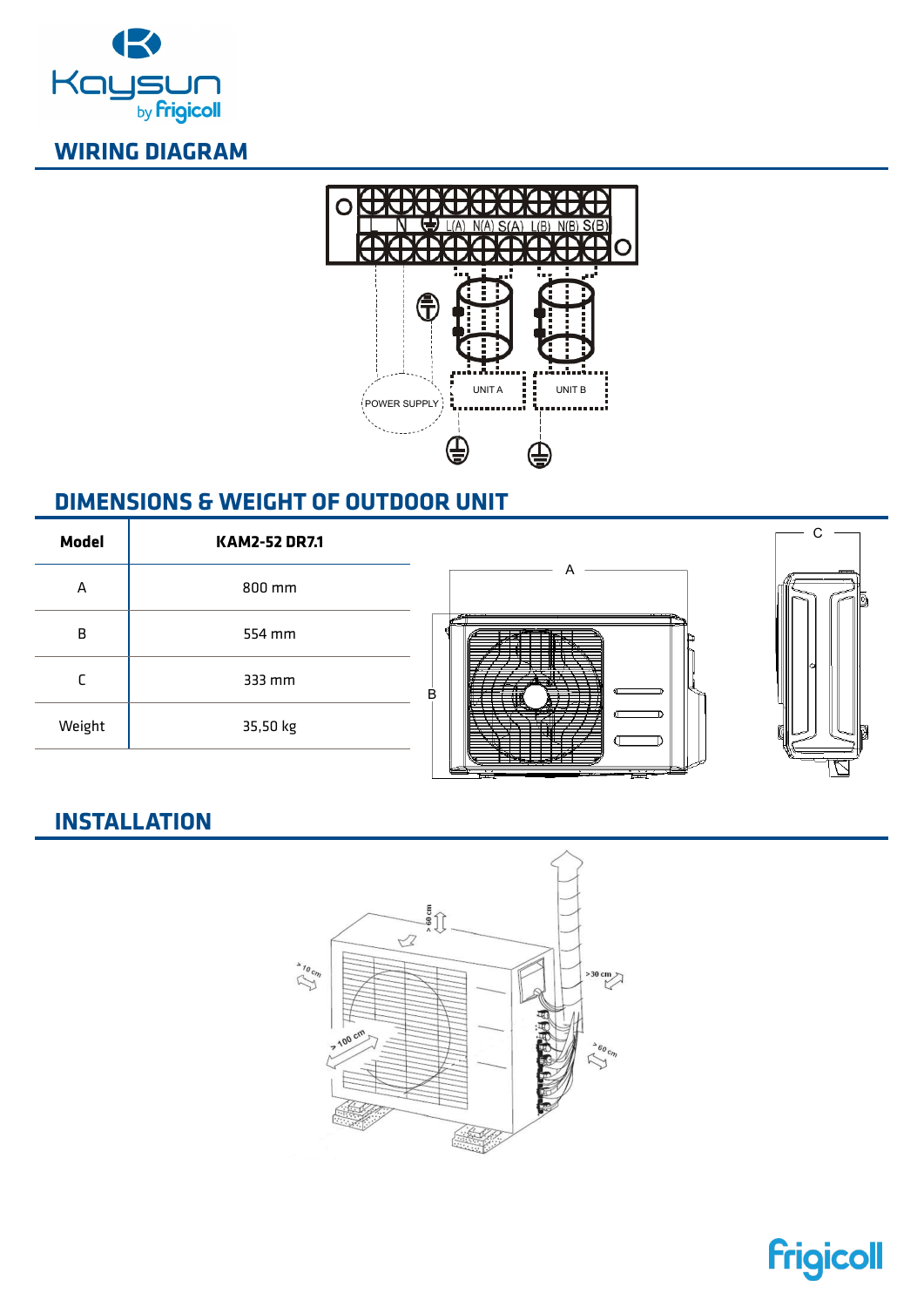## WIRING DIAGRAM

L N ⏚ L(A) N(A) S(A) L(B) N(B) S(B)

POWER SUPPLY

UNIT A

UNIT B

## DIMENSIONS & WEIGHT OF OUTDOOR UNIT

| Model | KAM2-52 DR7.1 |
|---|---|
| A | 800 mm |
| B | 554 mm |
| C | 333 mm |
| Weight | 35,50 kg |

## INSTALLATION

> 60 cm

> 10 cm

> 30 cm

> 100 cm

> 60 cm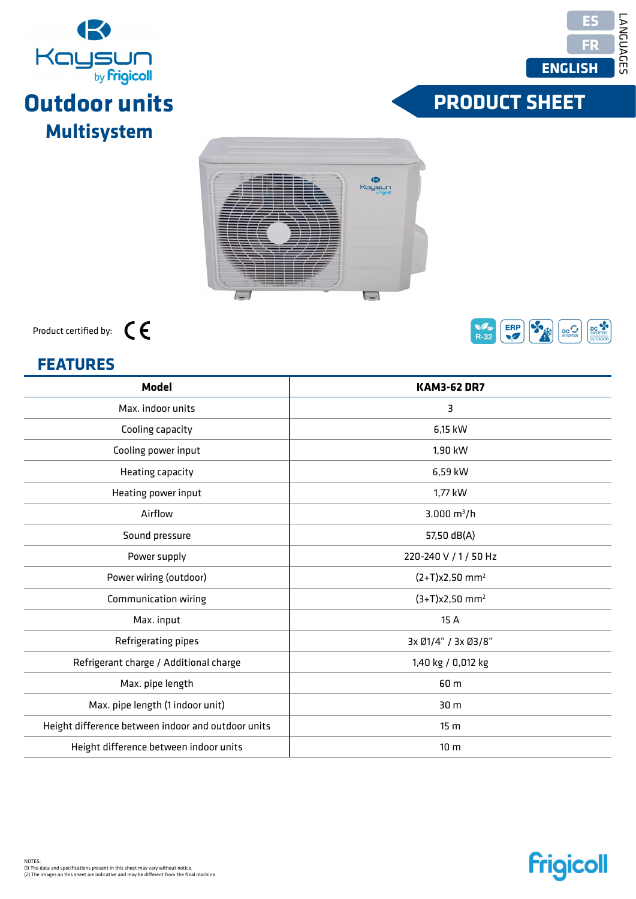Kaysun by Frigicoll

# Outdoor units

## Multisystem

ES
FR
ENGLISH
LANGUAGES

# PRODUCT SHEET

Product certified by: CE

R-32 ERP DC INVERTER DC INVERTER OUTDOOR

## FEATURES

| Model | KAM3-62 DR7 |
|---|---|
| Max. indoor units | 3 |
| Cooling capacity | 6,15 kW |
| Cooling power input | 1,90 kW |
| Heating capacity | 6,59 kW |
| Heating power input | 1,77 kW |
| Airflow | 3.000 m³/h |
| Sound pressure | 57,50 dB(A) |
| Power supply | 220-240 V / 1 / 50 Hz |
| Power wiring (outdoor) | (2+T)x2,50 mm² |
| Communication wiring | (3+T)x2,50 mm² |
| Max. input | 15 A |
| Refrigerating pipes | 3x Ø1/4" / 3x Ø3/8" |
| Refrigerant charge / Additional charge | 1,40 kg / 0,012 kg |
| Max. pipe length | 60 m |
| Max. pipe length (1 indoor unit) | 30 m |
| Height difference between indoor and outdoor units | 15 m |
| Height difference between indoor units | 10 m |

NOTES:
(1) The data and specifications present in this sheet may vary without notice.
(2) The images on this sheet are indicative and may be different from the final machine.

Frigicoll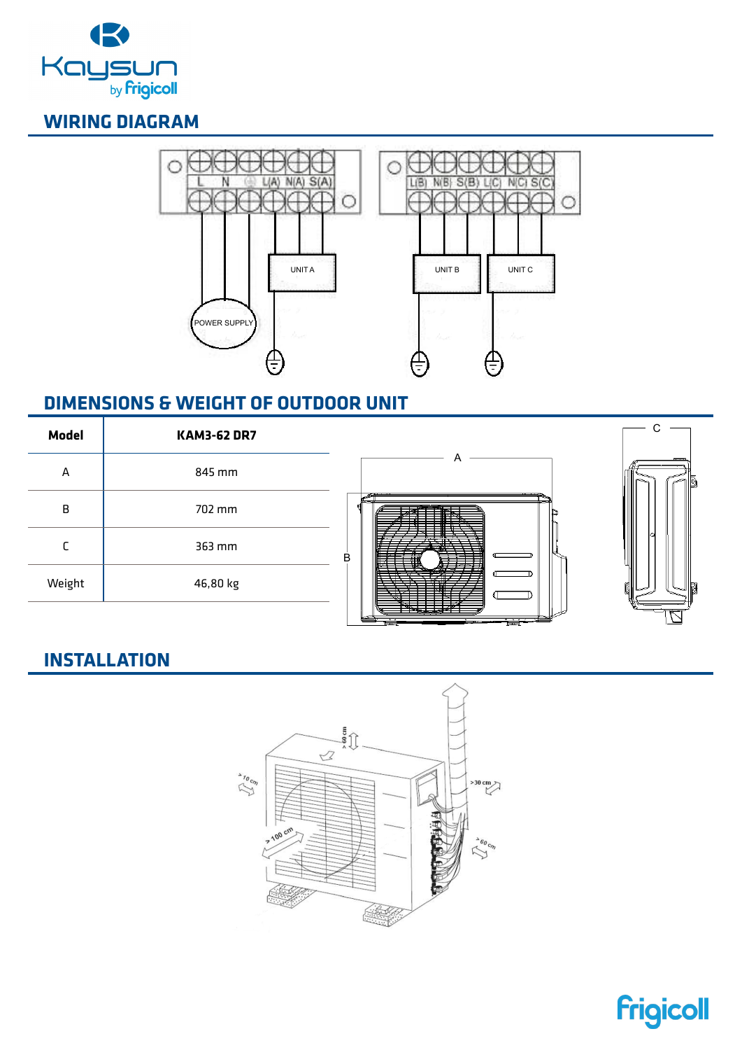## WIRING DIAGRAM

## DIMENSIONS & WEIGHT OF OUTDOOR UNIT

| Model | KAM3-62 DR7 |
|---|---|
| A | 845 mm |
| B | 702 mm |
| C | 363 mm |
| Weight | 46,80 kg |

## INSTALLATION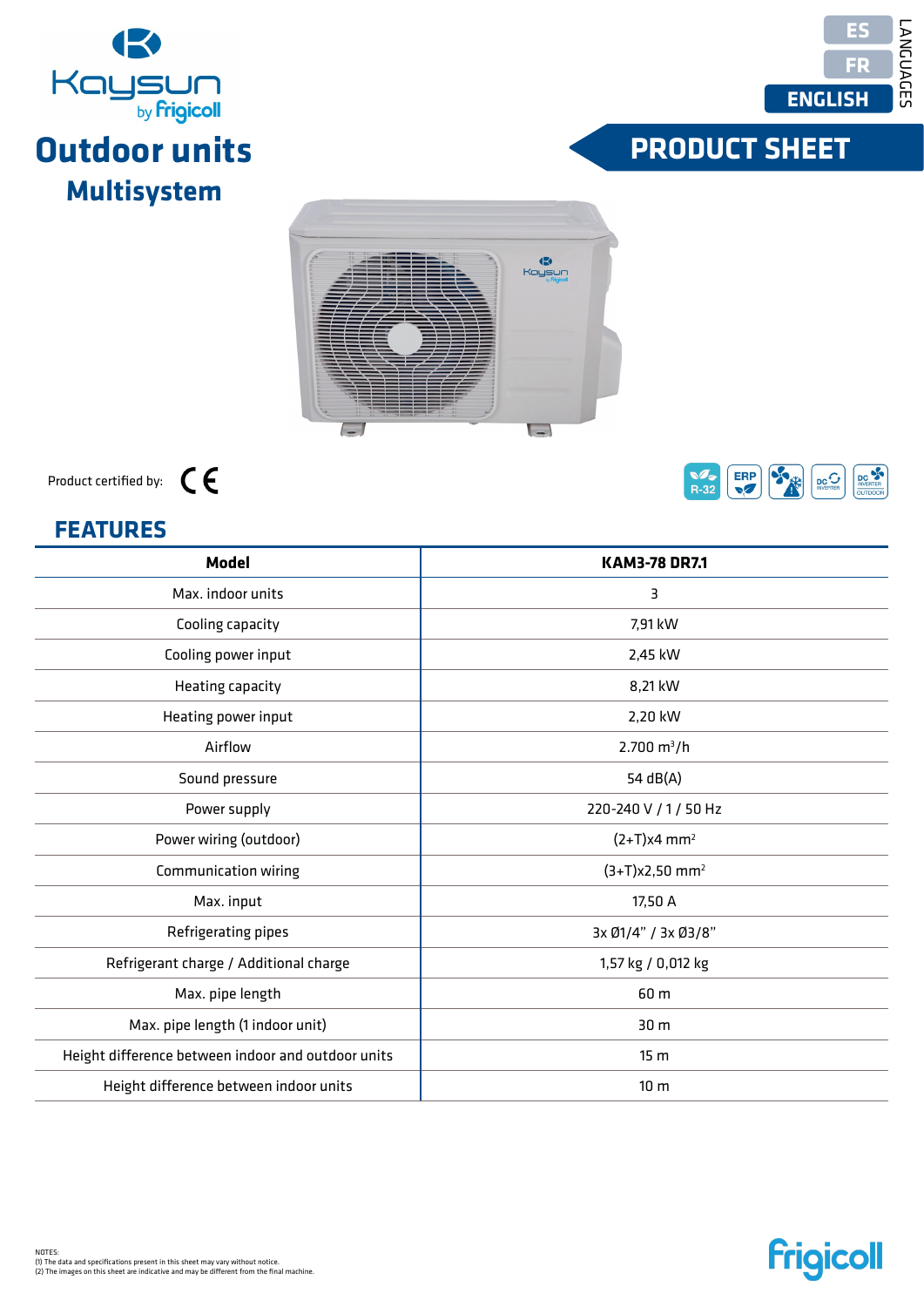Kaysun by Frigicoll

ES
FR
ENGLISH
LANGUAGES

# Outdoor units

## Multisystem

# PRODUCT SHEET

Product certified by: CE

## FEATURES

| Model | KAM3-78 DR7.1 |
|---|---|
| Max. indoor units | 3 |
| Cooling capacity | 7,91 kW |
| Cooling power input | 2,45 kW |
| Heating capacity | 8,21 kW |
| Heating power input | 2,20 kW |
| Airflow | 2.700 m³/h |
| Sound pressure | 54 dB(A) |
| Power supply | 220-240 V / 1 / 50 Hz |
| Power wiring (outdoor) | (2+T)x4 mm² |
| Communication wiring | (3+T)x2,50 mm² |
| Max. input | 17,50 A |
| Refrigerating pipes | 3x Ø1/4" / 3x Ø3/8" |
| Refrigerant charge / Additional charge | 1,57 kg / 0,012 kg |
| Max. pipe length | 60 m |
| Max. pipe length (1 indoor unit) | 30 m |
| Height difference between indoor and outdoor units | 15 m |
| Height difference between indoor units | 10 m |

NOTES:
(1) The data and specifications present in this sheet may vary without notice.
(2) The images on this sheet are indicative and may be different from the final machine.

Frigicoll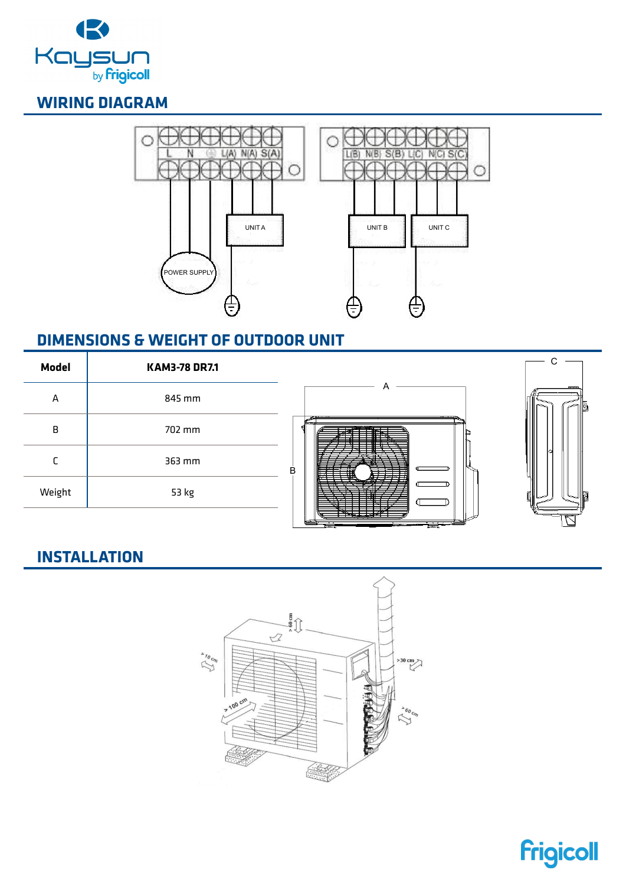## WIRING DIAGRAM

## DIMENSIONS & WEIGHT OF OUTDOOR UNIT

| Model | KAM3-78 DR7.1 |
|---|---|
| A | 845 mm |
| B | 702 mm |
| C | 363 mm |
| Weight | 53 kg |

## INSTALLATION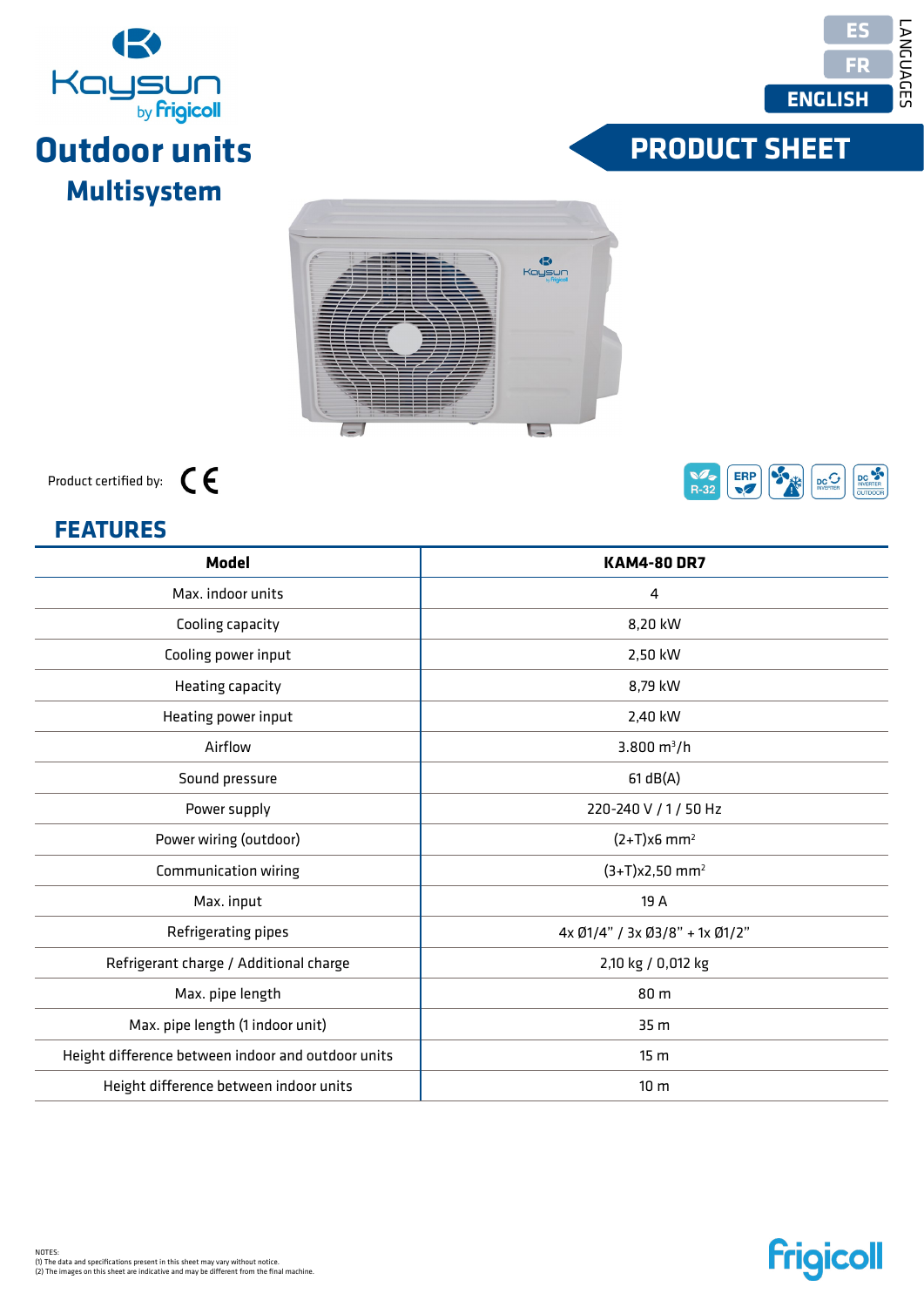ES

FR

ENGLISH

LANGUAGES

# Outdoor units

## Multisystem

# PRODUCT SHEET

Product certified by: CE

## FEATURES

| Model | KAM4-80 DR7 |
|---|---|
| Max. indoor units | 4 |
| Cooling capacity | 8,20 kW |
| Cooling power input | 2,50 kW |
| Heating capacity | 8,79 kW |
| Heating power input | 2,40 kW |
| Airflow | 3.800 $m^3$/h |
| Sound pressure | 61 dB(A) |
| Power supply | 220-240 V / 1 / 50 Hz |
| Power wiring (outdoor) | (2+T)x6 $mm^2$ |
| Communication wiring | (3+T)x2,50 $mm^2$ |
| Max. input | 19 A |
| Refrigerating pipes | 4x Ø1/4" / 3x Ø3/8" + 1x Ø1/2" |
| Refrigerant charge / Additional charge | 2,10 kg / 0,012 kg |
| Max. pipe length | 80 m |
| Max. pipe length (1 indoor unit) | 35 m |
| Height difference between indoor and outdoor units | 15 m |
| Height difference between indoor units | 10 m |

NOTES:
(1) The data and specifications present in this sheet may vary without notice.
(2) The images on this sheet are indicative and may be different from the final machine.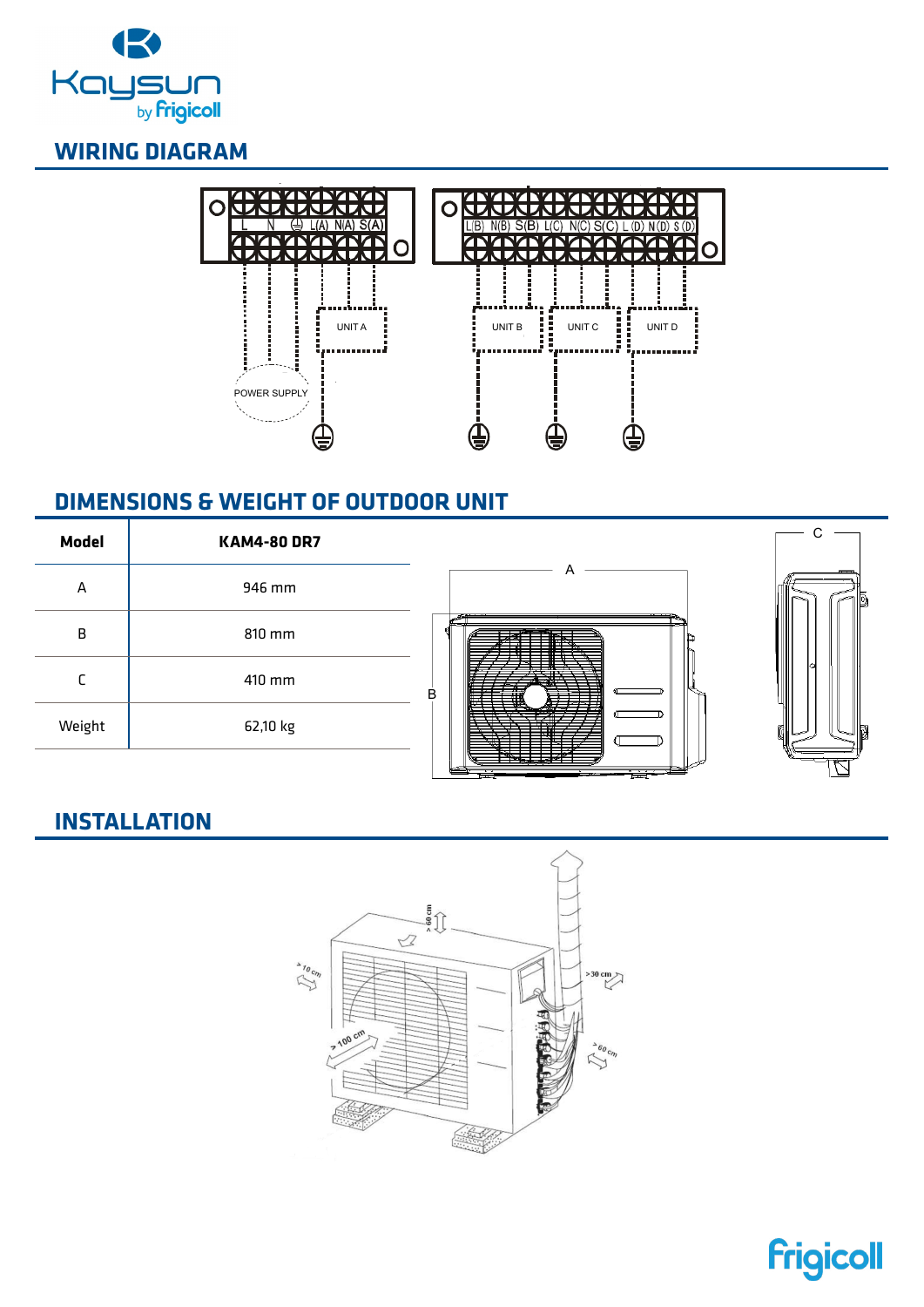## WIRING DIAGRAM

## DIMENSIONS & WEIGHT OF OUTDOOR UNIT

| Model | KAM4-80 DR7 |
|---|---|
| A | 946 mm |
| B | 810 mm |
| C | 410 mm |
| Weight | 62,10 kg |

## INSTALLATION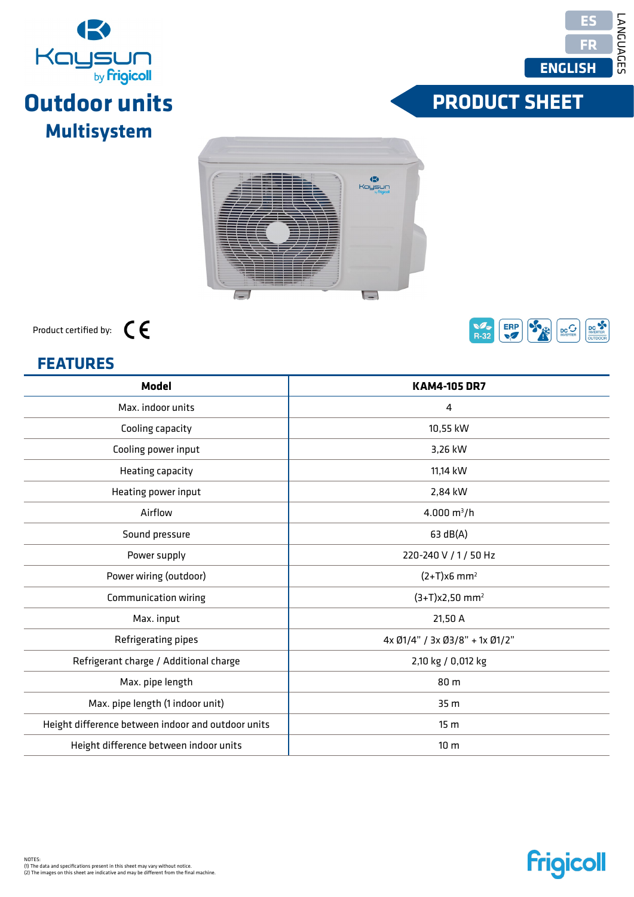ES
FR
ENGLISH
LANGUAGES

# Outdoor units

## Multisystem

# PRODUCT SHEET

Product certified by: CE

## FEATURES

| Model | KAM4-105 DR7 |
| --- | --- |
| Max. indoor units | 4 |
| Cooling capacity | 10,55 kW |
| Cooling power input | 3,26 kW |
| Heating capacity | 11,14 kW |
| Heating power input | 2,84 kW |
| Airflow | 4.000 $m^3$/h |
| Sound pressure | 63 dB(A) |
| Power supply | 220-240 V / 1 / 50 Hz |
| Power wiring (outdoor) | (2+T)x6 $mm^2$ |
| Communication wiring | (3+T)x2,50 $mm^2$ |
| Max. input | 21,50 A |
| Refrigerating pipes | 4x Ø1/4" / 3x Ø3/8" + 1x Ø1/2" |
| Refrigerant charge / Additional charge | 2,10 kg / 0,012 kg |
| Max. pipe length | 80 m |
| Max. pipe length (1 indoor unit) | 35 m |
| Height difference between indoor and outdoor units | 15 m |
| Height difference between indoor units | 10 m |

NOTES:
(1) The data and specifications present in this sheet may vary without notice.
(2) The images on this sheet are indicative and may be different from the final machine.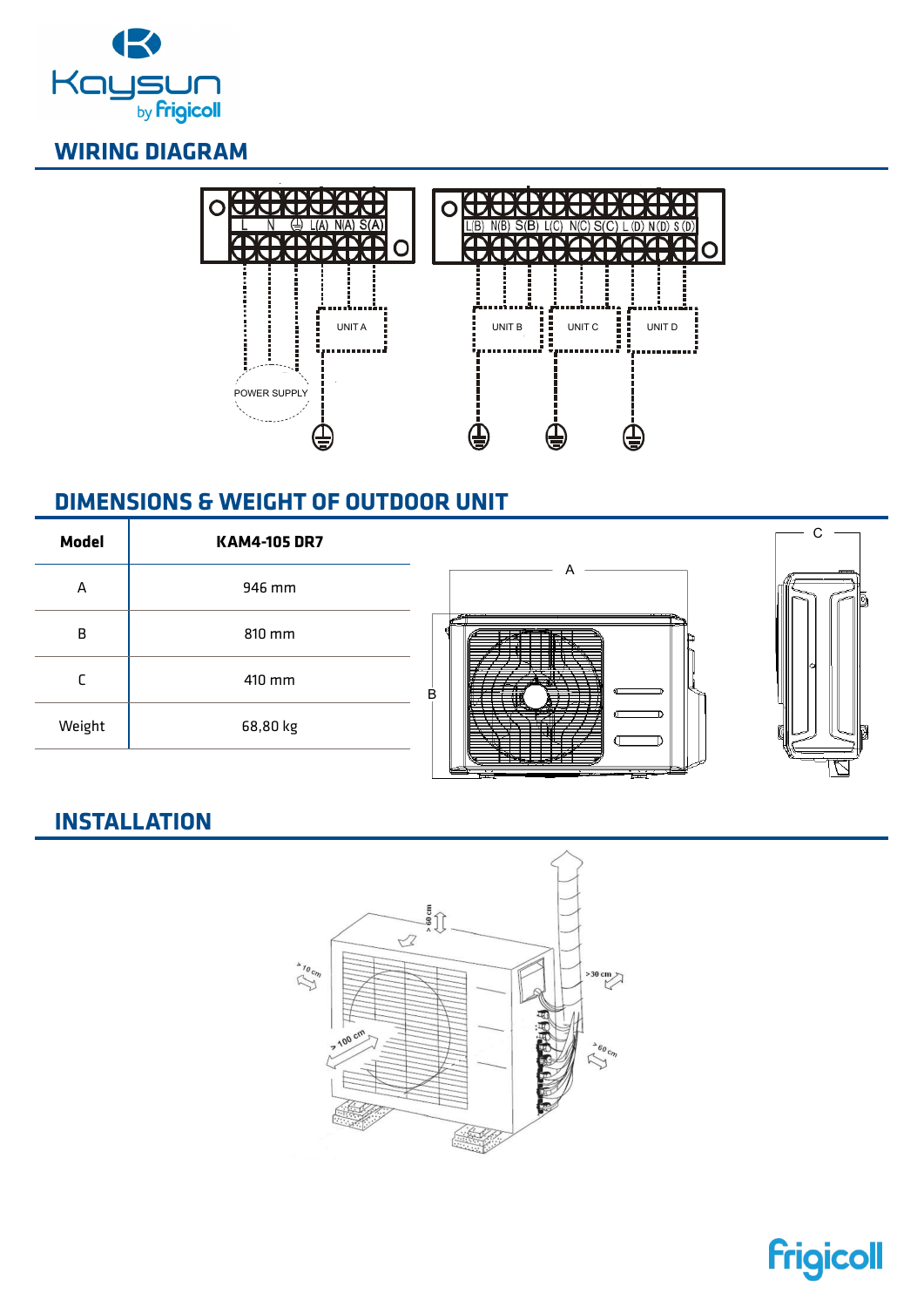## WIRING DIAGRAM

## DIMENSIONS & WEIGHT OF OUTDOOR UNIT

| Model | KAM4-105 DR7 |
| --- | --- |
| A | 946 mm |
| B | 810 mm |
| C | 410 mm |
| Weight | 68,80 kg |

## INSTALLATION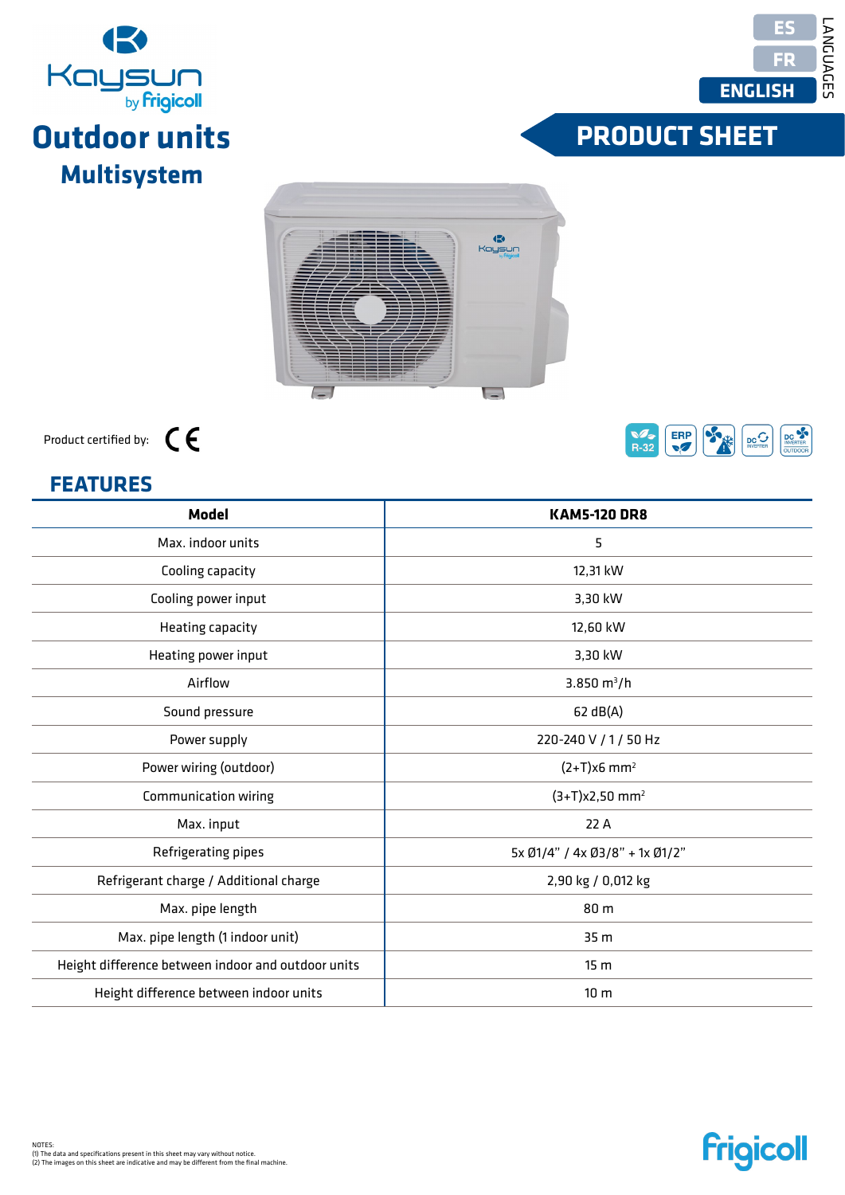ES
FR
**ENGLISH**
LANGUAGES

# Outdoor units

## Multisystem

# PRODUCT SHEET

Product certified by: CE

## FEATURES

| Model | KAM5-120 DR8 |
|---|---|
| Max. indoor units | 5 |
| Cooling capacity | 12,31 kW |
| Cooling power input | 3,30 kW |
| Heating capacity | 12,60 kW |
| Heating power input | 3,30 kW |
| Airflow | 3.850 $m^3$/h |
| Sound pressure | 62 dB(A) |
| Power supply | 220-240 V / 1 / 50 Hz |
| Power wiring (outdoor) | (2+T)x6 $mm^2$ |
| Communication wiring | (3+T)x2,50 $mm^2$ |
| Max. input | 22 A |
| Refrigerating pipes | 5x Ø1/4" / 4x Ø3/8" + 1x Ø1/2" |
| Refrigerant charge / Additional charge | 2,90 kg / 0,012 kg |
| Max. pipe length | 80 m |
| Max. pipe length (1 indoor unit) | 35 m |
| Height difference between indoor and outdoor units | 15 m |
| Height difference between indoor units | 10 m |

NOTES:
(1) The data and specifications present in this sheet may vary without notice.
(2) The images on this sheet are indicative and may be different from the final machine.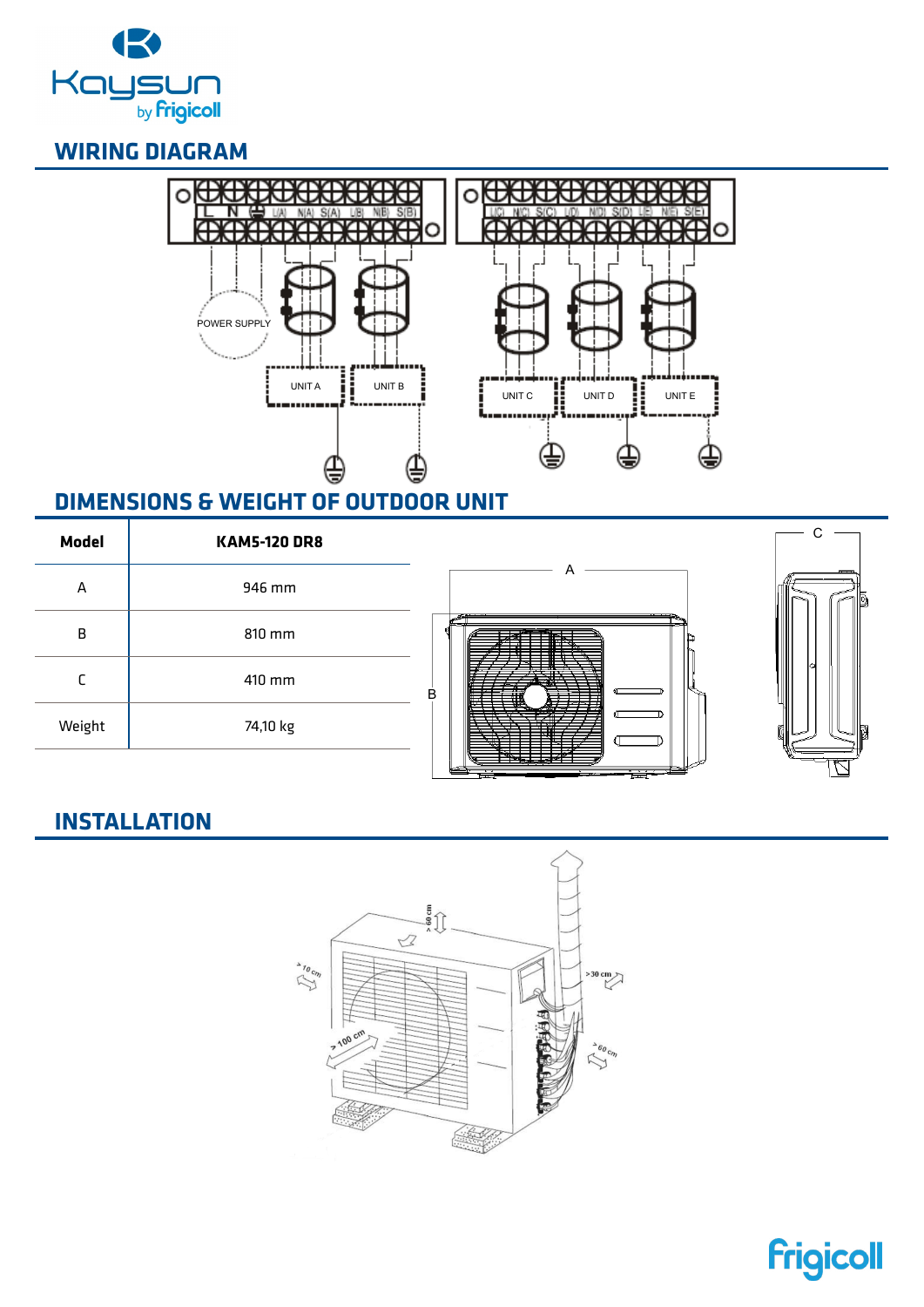## WIRING DIAGRAM

L N ⏚ L(A) N(A) S(A) L(B) N(B) S(B)

L(C) N(C) S(C) L(D) N(D) S(D) L(E) N(E) S(E)

POWER SUPPLY

UNIT A

UNIT B

UNIT C

UNIT D

UNIT E

## DIMENSIONS & WEIGHT OF OUTDOOR UNIT

| Model | KAM5-120 DR8 |
| --- | --- |
| A | 946 mm |
| B | 810 mm |
| C | 410 mm |
| Weight | 74,10 kg |

A

B

C

## INSTALLATION

> 60 cm

> 10 cm

> 30 cm

> 100 cm

> 60 cm